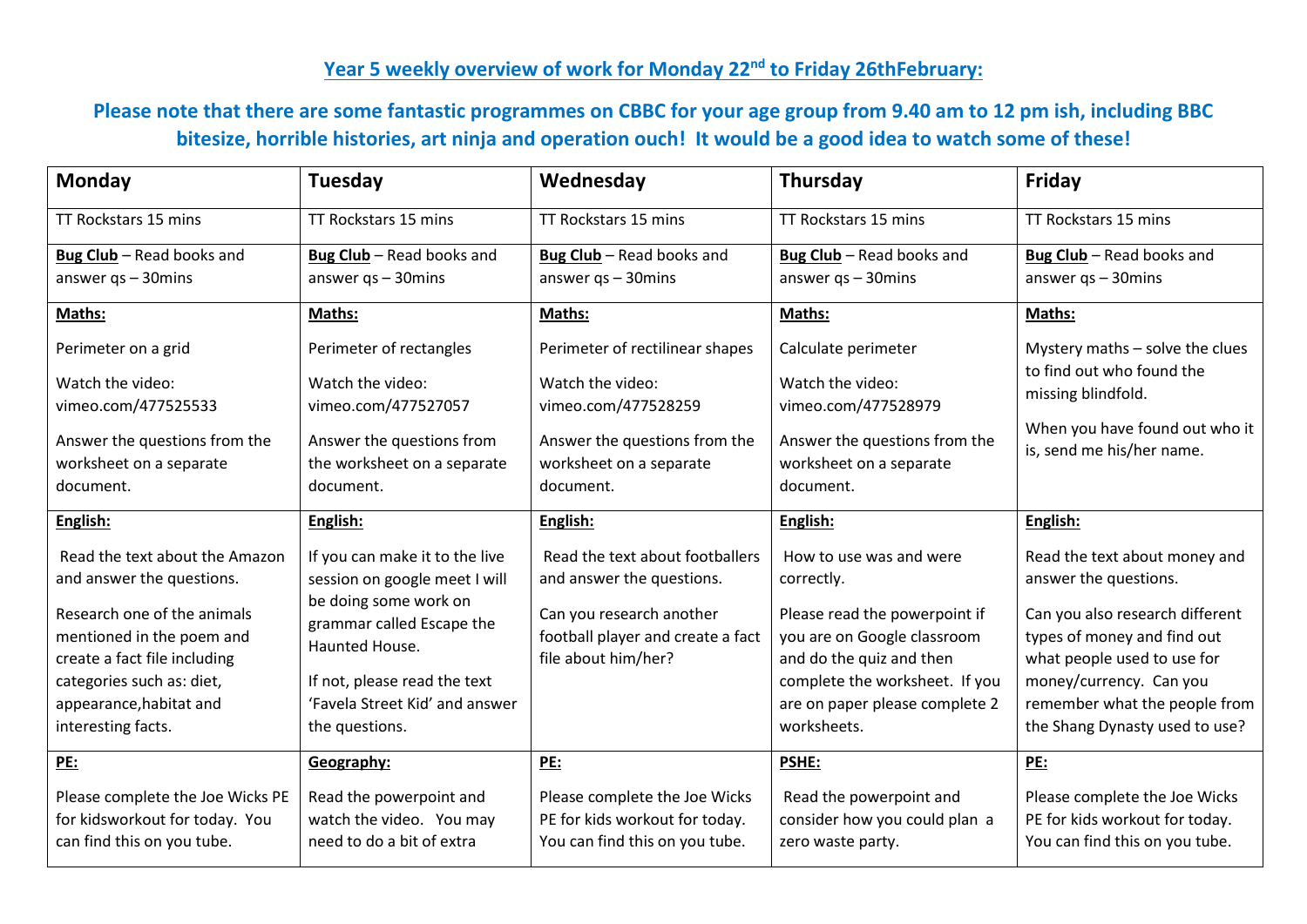## Year 5 weekly overview of work for Monday 22nd to Friday 26thFebruary:

**Please note that there are some fantastic programmes on CBBC for your age group from 9.40 am to 12 pm ish, including BBC bitesize, horrible histories, art ninja and operation ouch! It would be a good idea to watch some of these!**

| Monday | Tuesday | Wednesday | Thursday | Friday |
|---|---|---|---|---|
| TT Rockstars 15 mins | TT Rockstars 15 mins | TT Rockstars 15 mins | TT Rockstars 15 mins | TT Rockstars 15 mins |
| **Bug Club** – Read books and answer qs – 30mins | **Bug Club** – Read books and answer qs – 30mins | **Bug Club** – Read books and answer qs – 30mins | **Bug Club** – Read books and answer qs – 30mins | **Bug Club** – Read books and answer qs – 30mins |
| **Maths:** Perimeter on a grid. Watch the video: vimeo.com/477525533. Answer the questions from the worksheet on a separate document. | **Maths:** Perimeter of rectangles. Watch the video: vimeo.com/477527057. Answer the questions from the worksheet on a separate document. | **Maths:** Perimeter of rectilinear shapes. Watch the video: vimeo.com/477528259. Answer the questions from the worksheet on a separate document. | **Maths:** Calculate perimeter. Watch the video: vimeo.com/477528979. Answer the questions from the worksheet on a separate document. | **Maths:** Mystery maths – solve the clues to find out who found the missing blindfold. When you have found out who it is, send me his/her name. |
| **English:** Read the text about the Amazon and answer the questions. Research one of the animals mentioned in the poem and create a fact file including categories such as: diet, appearance,habitat and interesting facts. | **English:** If you can make it to the live session on google meet I will be doing some work on grammar called Escape the Haunted House. If not, please read the text 'Favela Street Kid' and answer the questions. | **English:** Read the text about footballers and answer the questions. Can you research another football player and create a fact file about him/her? | **English:** How to use was and were correctly. Please read the powerpoint if you are on Google classroom and do the quiz and then complete the worksheet. If you are on paper please complete 2 worksheets. | **English:** Read the text about money and answer the questions. Can you also research different types of money and find out what people used to use for money/currency. Can you remember what the people from the Shang Dynasty used to use? |
| **PE:** Please complete the Joe Wicks PE for kidsworkout for today. You can find this on you tube. | **Geography:** Read the powerpoint and watch the video. You may need to do a bit of extra | **PE:** Please complete the Joe Wicks PE for kids workout for today. You can find this on you tube. | **PSHE:** Read the powerpoint and consider how you could plan a zero waste party. | **PE:** Please complete the Joe Wicks PE for kids workout for today. You can find this on you tube. |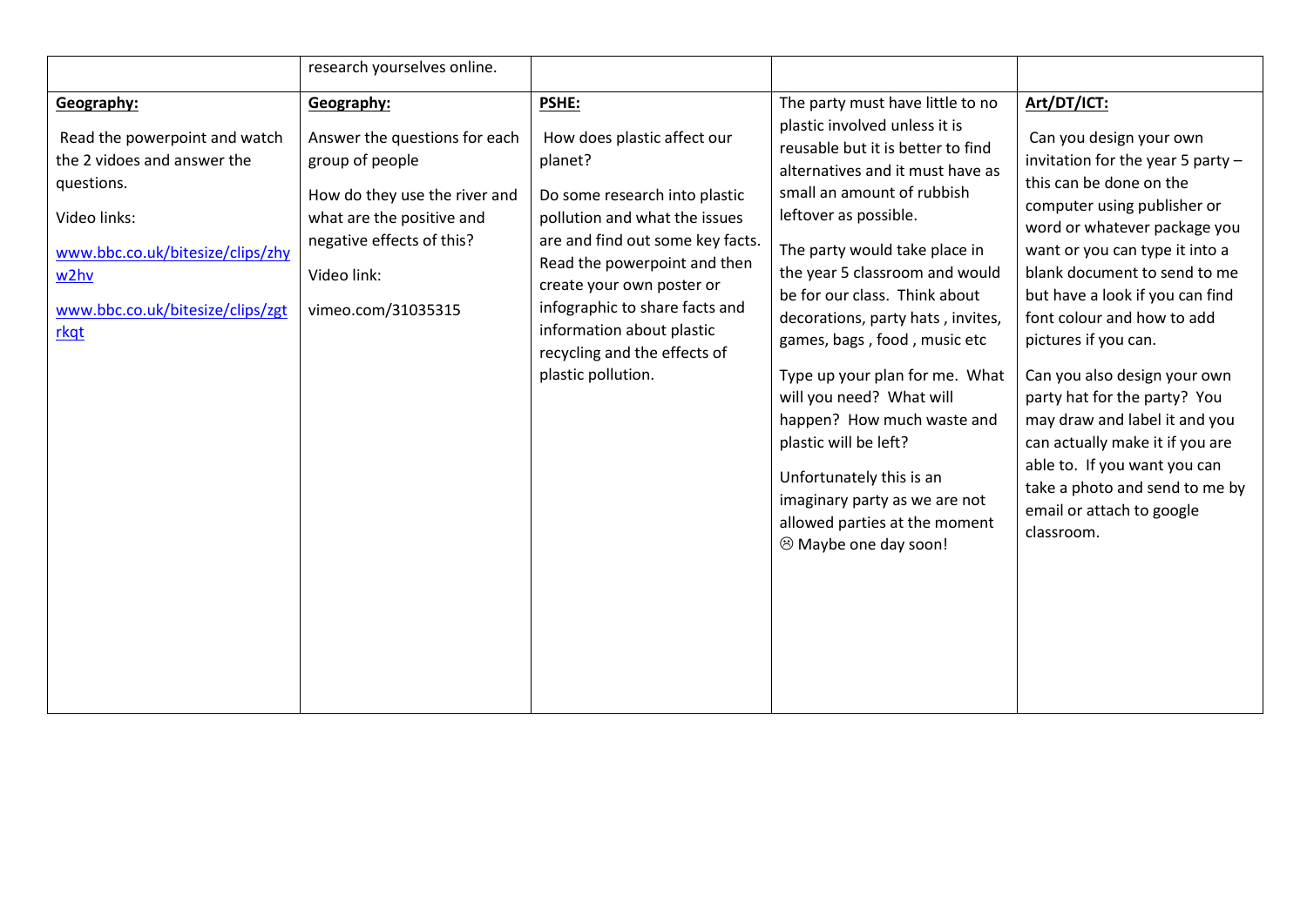| | | | | |
|---|---|---|---|---|
| | research yourselves online. | | | |
| **Geography:**<br><br>Read the powerpoint and watch the 2 vidoes and answer the questions.<br><br>Video links:<br><br>www.bbc.co.uk/bitesize/clips/zhyw2hv<br><br>www.bbc.co.uk/bitesize/clips/zgtrkqt | **Geography:**<br><br>Answer the questions for each group of people<br><br>How do they use the river and what are the positive and negative effects of this?<br><br>Video link:<br><br>vimeo.com/31035315 | **PSHE:**<br><br>How does plastic affect our planet?<br><br>Do some research into plastic pollution and what the issues are and find out some key facts. Read the powerpoint and then create your own poster or infographic to share facts and information about plastic recycling and the effects of plastic pollution. | The party must have little to no plastic involved unless it is reusable but it is better to find alternatives and it must have as small an amount of rubbish leftover as possible.<br><br>The party would take place in the year 5 classroom and would be for our class. Think about decorations, party hats , invites, games, bags , food , music etc<br><br>Type up your plan for me. What will you need? What will happen? How much waste and plastic will be left?<br><br>Unfortunately this is an imaginary party as we are not allowed parties at the moment ☹ Maybe one day soon! | **Art/DT/ICT:**<br><br>Can you design your own invitation for the year 5 party – this can be done on the computer using publisher or word or whatever package you want or you can type it into a blank document to send to me but have a look if you can find font colour and how to add pictures if you can.<br><br>Can you also design your own party hat for the party? You may draw and label it and you can actually make it if you are able to. If you want you can take a photo and send to me by email or attach to google classroom. |